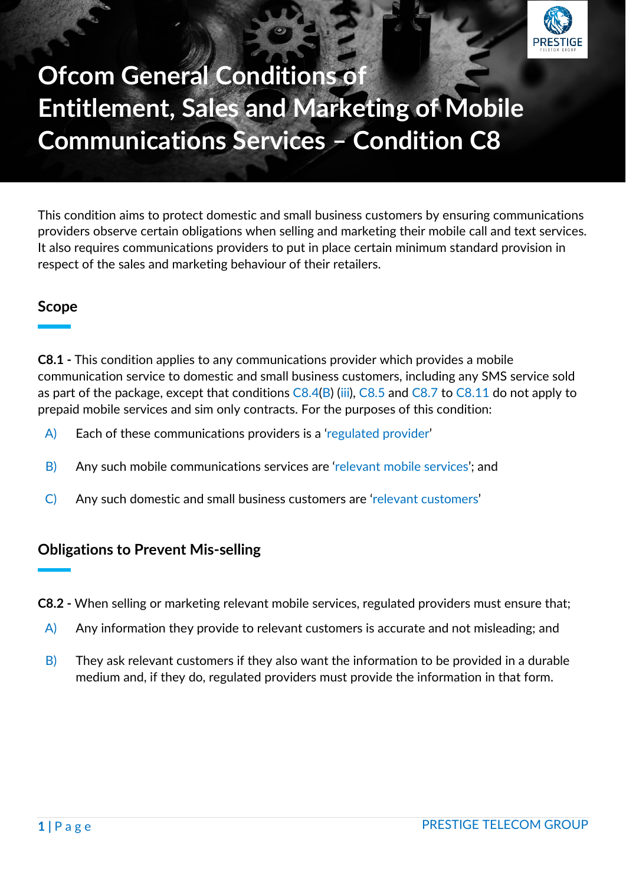# Ofcom General Conditions of Entitlement, Sales and Marketing of Mobile Communications Services – Condition C8

This condition aims to protect domestic and small business customers by ensuring communications providers observe certain obligations when selling and marketing their mobile call and text services. It also requires communications providers to put in place certain minimum standard provision in respect of the sales and marketing behaviour of their retailers.

## Scope

**C8.1 -** This condition applies to any communications provider which provides a mobile communication service to domestic and small business customers, including any SMS service sold as part of the package, except that conditions C8.4(B) (iii), C8.5 and C8.7 to C8.11 do not apply to prepaid mobile services and sim only contracts. For the purposes of this condition:

- A) Each of these communications providers is a 'regulated provider'
- B) Any such mobile communications services are 'relevant mobile services'; and
- C) Any such domestic and small business customers are 'relevant customers'

## Obligations to Prevent Mis-selling

**C8.2 -** When selling or marketing relevant mobile services, regulated providers must ensure that;

- A) Any information they provide to relevant customers is accurate and not misleading; and
- B) They ask relevant customers if they also want the information to be provided in a durable medium and, if they do, regulated providers must provide the information in that form.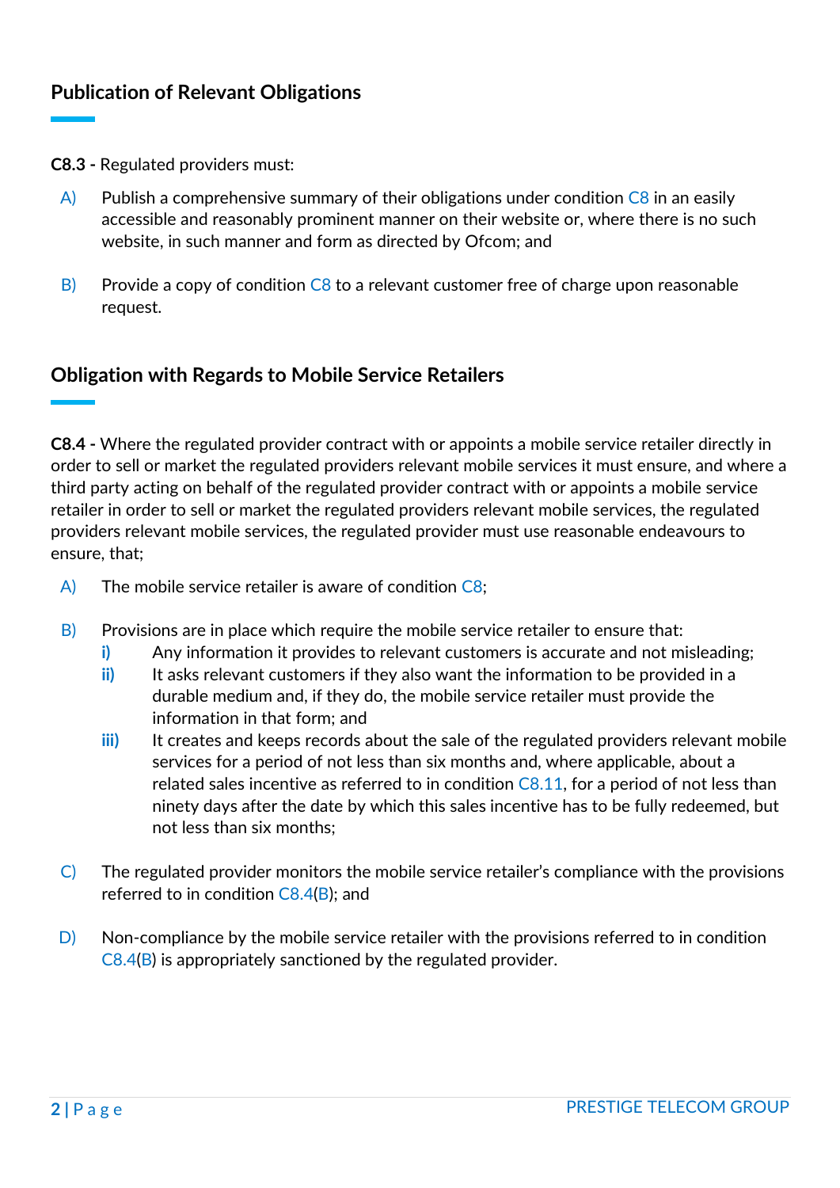## Publication of Relevant Obligations

**C8.3 -** Regulated providers must:

A) Publish a comprehensive summary of their obligations under condition C8 in an easily accessible and reasonably prominent manner on their website or, where there is no such website, in such manner and form as directed by Ofcom; and

B) Provide a copy of condition C8 to a relevant customer free of charge upon reasonable request.

## Obligation with Regards to Mobile Service Retailers

**C8.4 -** Where the regulated provider contract with or appoints a mobile service retailer directly in order to sell or market the regulated providers relevant mobile services it must ensure, and where a third party acting on behalf of the regulated provider contract with or appoints a mobile service retailer in order to sell or market the regulated providers relevant mobile services, the regulated providers relevant mobile services, the regulated provider must use reasonable endeavours to ensure, that;

A) The mobile service retailer is aware of condition C8;

B) Provisions are in place which require the mobile service retailer to ensure that:
   - **i)** Any information it provides to relevant customers is accurate and not misleading;
   - **ii)** It asks relevant customers if they also want the information to be provided in a durable medium and, if they do, the mobile service retailer must provide the information in that form; and
   - **iii)** It creates and keeps records about the sale of the regulated providers relevant mobile services for a period of not less than six months and, where applicable, about a related sales incentive as referred to in condition C8.11, for a period of not less than ninety days after the date by which this sales incentive has to be fully redeemed, but not less than six months;

C) The regulated provider monitors the mobile service retailer's compliance with the provisions referred to in condition C8.4(B); and

D) Non-compliance by the mobile service retailer with the provisions referred to in condition C8.4(B) is appropriately sanctioned by the regulated provider.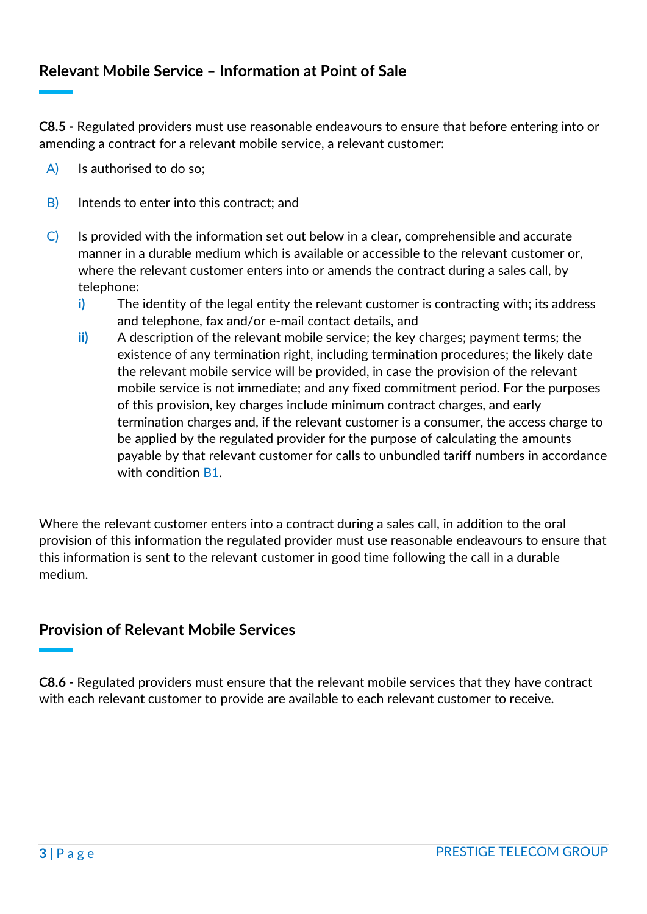## Relevant Mobile Service – Information at Point of Sale

**C8.5 -** Regulated providers must use reasonable endeavours to ensure that before entering into or amending a contract for a relevant mobile service, a relevant customer:

A) Is authorised to do so;

B) Intends to enter into this contract; and

C) Is provided with the information set out below in a clear, comprehensible and accurate manner in a durable medium which is available or accessible to the relevant customer or, where the relevant customer enters into or amends the contract during a sales call, by telephone:
   - **i)** The identity of the legal entity the relevant customer is contracting with; its address and telephone, fax and/or e-mail contact details, and
   - **ii)** A description of the relevant mobile service; the key charges; payment terms; the existence of any termination right, including termination procedures; the likely date the relevant mobile service will be provided, in case the provision of the relevant mobile service is not immediate; and any fixed commitment period. For the purposes of this provision, key charges include minimum contract charges, and early termination charges and, if the relevant customer is a consumer, the access charge to be applied by the regulated provider for the purpose of calculating the amounts payable by that relevant customer for calls to unbundled tariff numbers in accordance with condition B1.

Where the relevant customer enters into a contract during a sales call, in addition to the oral provision of this information the regulated provider must use reasonable endeavours to ensure that this information is sent to the relevant customer in good time following the call in a durable medium.

## Provision of Relevant Mobile Services

**C8.6 -** Regulated providers must ensure that the relevant mobile services that they have contract with each relevant customer to provide are available to each relevant customer to receive.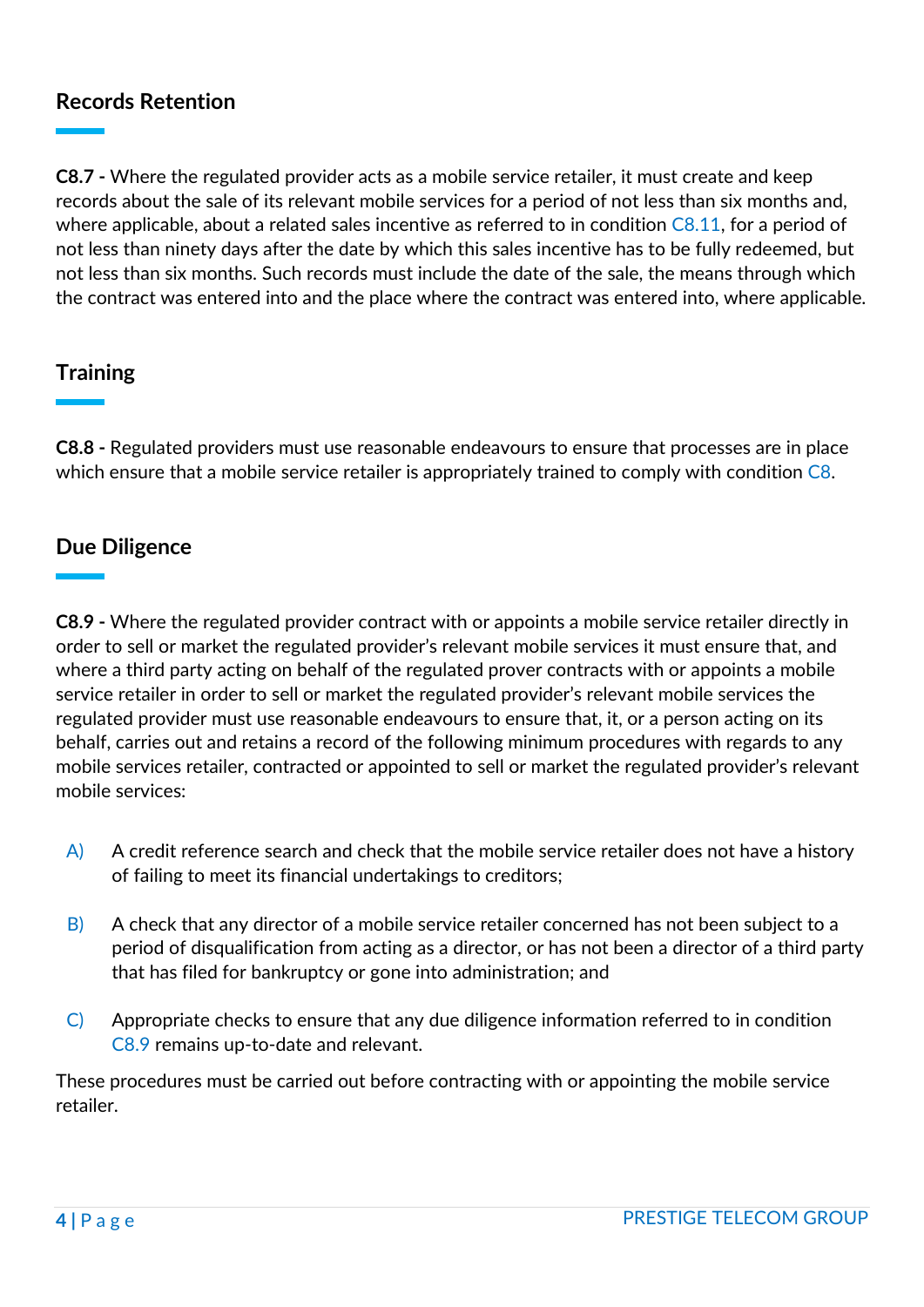## Records Retention

**C8.7 -** Where the regulated provider acts as a mobile service retailer, it must create and keep records about the sale of its relevant mobile services for a period of not less than six months and, where applicable, about a related sales incentive as referred to in condition C8.11, for a period of not less than ninety days after the date by which this sales incentive has to be fully redeemed, but not less than six months. Such records must include the date of the sale, the means through which the contract was entered into and the place where the contract was entered into, where applicable.

## Training

**C8.8 -** Regulated providers must use reasonable endeavours to ensure that processes are in place which ensure that a mobile service retailer is appropriately trained to comply with condition C8.

## Due Diligence

**C8.9 -** Where the regulated provider contract with or appoints a mobile service retailer directly in order to sell or market the regulated provider's relevant mobile services it must ensure that, and where a third party acting on behalf of the regulated prover contracts with or appoints a mobile service retailer in order to sell or market the regulated provider's relevant mobile services the regulated provider must use reasonable endeavours to ensure that, it, or a person acting on its behalf, carries out and retains a record of the following minimum procedures with regards to any mobile services retailer, contracted or appointed to sell or market the regulated provider's relevant mobile services:

A) A credit reference search and check that the mobile service retailer does not have a history of failing to meet its financial undertakings to creditors;

B) A check that any director of a mobile service retailer concerned has not been subject to a period of disqualification from acting as a director, or has not been a director of a third party that has filed for bankruptcy or gone into administration; and

C) Appropriate checks to ensure that any due diligence information referred to in condition C8.9 remains up-to-date and relevant.

These procedures must be carried out before contracting with or appointing the mobile service retailer.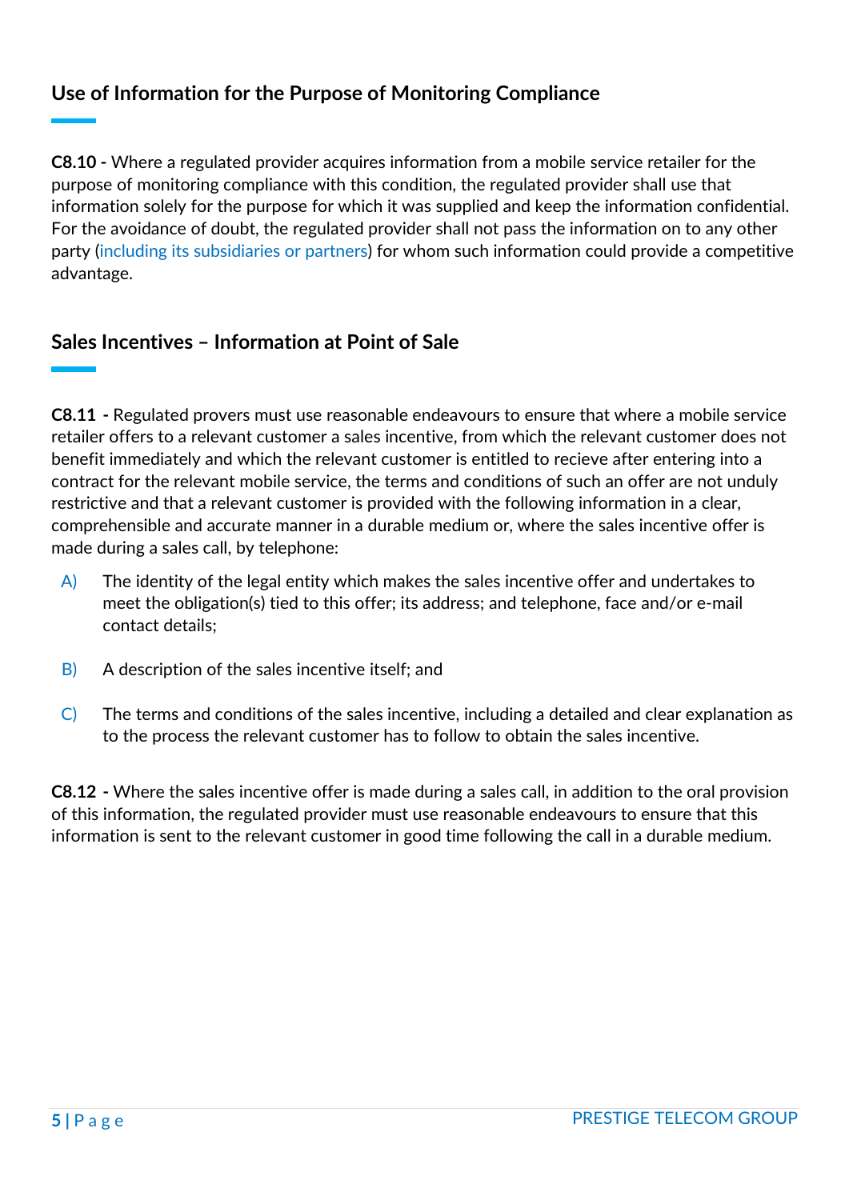## Use of Information for the Purpose of Monitoring Compliance

**C8.10 -** Where a regulated provider acquires information from a mobile service retailer for the purpose of monitoring compliance with this condition, the regulated provider shall use that information solely for the purpose for which it was supplied and keep the information confidential. For the avoidance of doubt, the regulated provider shall not pass the information on to any other party (including its subsidiaries or partners) for whom such information could provide a competitive advantage.

## Sales Incentives – Information at Point of Sale

**C8.11 -** Regulated provers must use reasonable endeavours to ensure that where a mobile service retailer offers to a relevant customer a sales incentive, from which the relevant customer does not benefit immediately and which the relevant customer is entitled to recieve after entering into a contract for the relevant mobile service, the terms and conditions of such an offer are not unduly restrictive and that a relevant customer is provided with the following information in a clear, comprehensible and accurate manner in a durable medium or, where the sales incentive offer is made during a sales call, by telephone:

A) The identity of the legal entity which makes the sales incentive offer and undertakes to meet the obligation(s) tied to this offer; its address; and telephone, face and/or e-mail contact details;

B) A description of the sales incentive itself; and

C) The terms and conditions of the sales incentive, including a detailed and clear explanation as to the process the relevant customer has to follow to obtain the sales incentive.

**C8.12 -** Where the sales incentive offer is made during a sales call, in addition to the oral provision of this information, the regulated provider must use reasonable endeavours to ensure that this information is sent to the relevant customer in good time following the call in a durable medium.